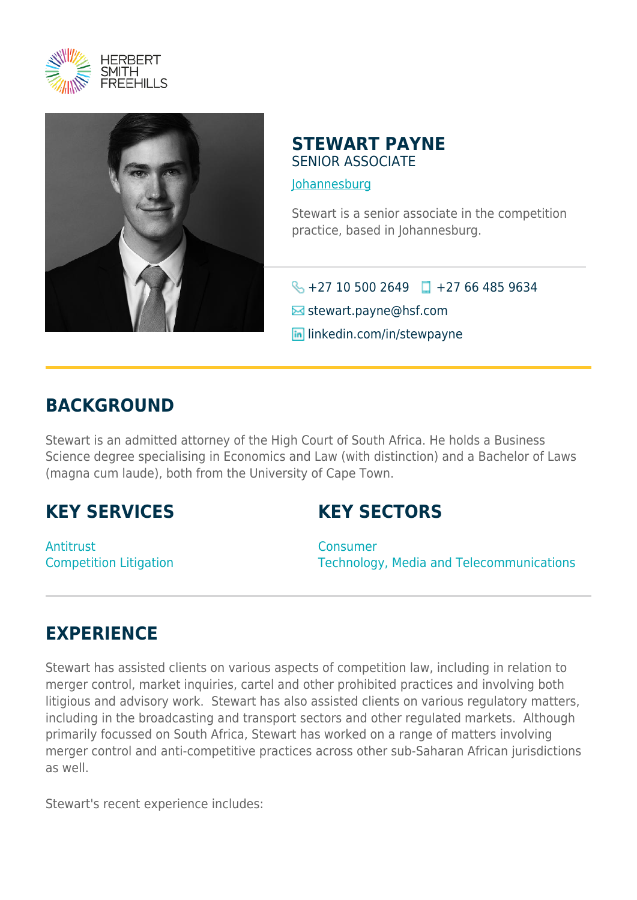# STEWART PAYNE

SENIOR ASSOCIATE

Johannesburg

Stewart is a senior associate in the competition practice, based in Johannesburg.

+27 10 500 2649 +27 66 485 9634

stewart.payne@hsf.com

linkedin.com/in/stewpayne

## BACKGROUND

Stewart is an admitted attorney of the High Court of South Africa. He holds a Business Science degree specialising in Economics and Law (with distinction) and a Bachelor of Laws (magna cum laude), both from the University of Cape Town.

## KEY SERVICES

Antitrust
Competition Litigation

## KEY SECTORS

Consumer
Technology, Media and Telecommunications

## EXPERIENCE

Stewart has assisted clients on various aspects of competition law, including in relation to merger control, market inquiries, cartel and other prohibited practices and involving both litigious and advisory work. Stewart has also assisted clients on various regulatory matters, including in the broadcasting and transport sectors and other regulated markets. Although primarily focussed on South Africa, Stewart has worked on a range of matters involving merger control and anti-competitive practices across other sub-Saharan African jurisdictions as well.

Stewart's recent experience includes: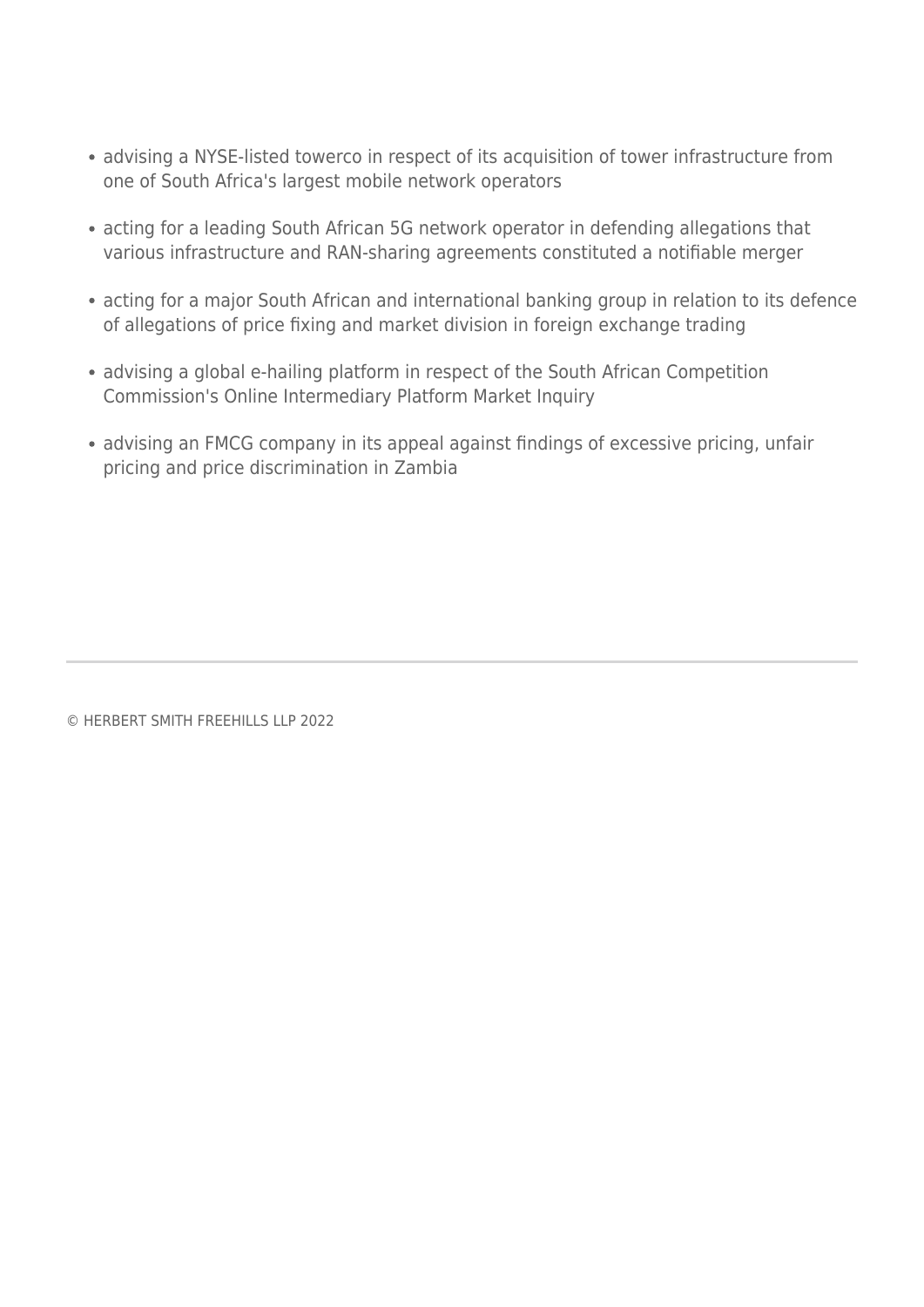- advising a NYSE-listed towerco in respect of its acquisition of tower infrastructure from one of South Africa's largest mobile network operators
- acting for a leading South African 5G network operator in defending allegations that various infrastructure and RAN-sharing agreements constituted a notifiable merger
- acting for a major South African and international banking group in relation to its defence of allegations of price fixing and market division in foreign exchange trading
- advising a global e-hailing platform in respect of the South African Competition Commission's Online Intermediary Platform Market Inquiry
- advising an FMCG company in its appeal against findings of excessive pricing, unfair pricing and price discrimination in Zambia

---

© HERBERT SMITH FREEHILLS LLP 2022